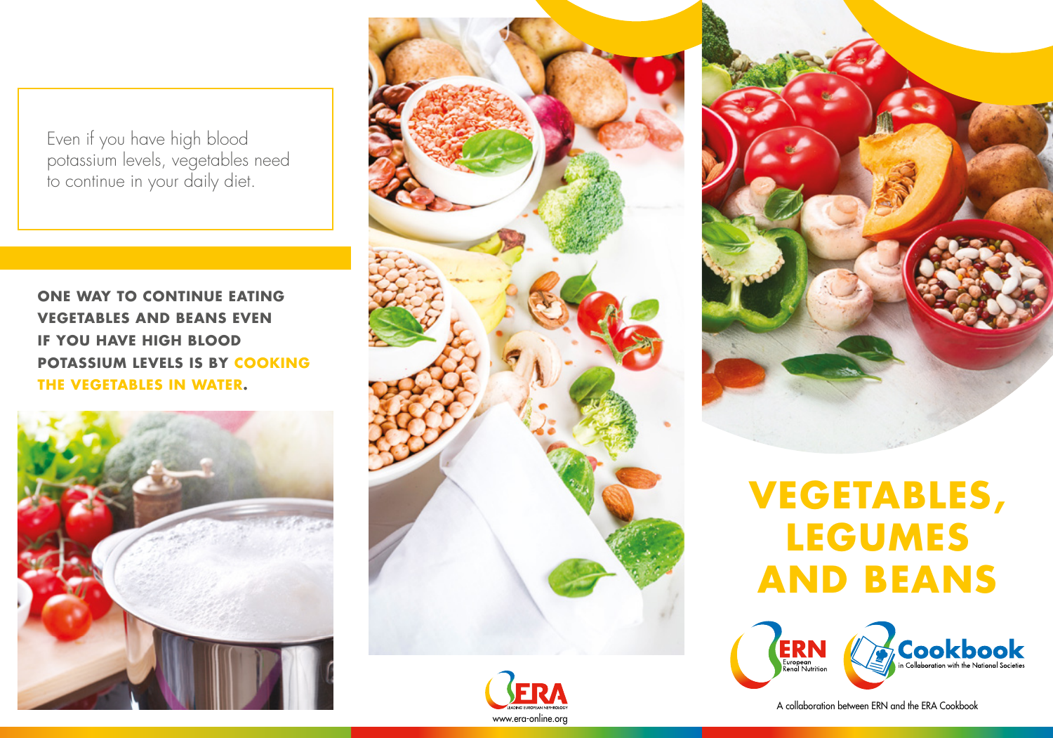Even if you have high blood potassium levels, vegetables need to continue in your daily diet.

**ONE WAY TO CONTINUE EATING VEGETABLES AND BEANS EVEN IF YOU HAVE HIGH BLOOD POTASSIUM LEVELS IS BY COOKING THE VEGETABLES IN WATER.**

ERA
LEADING EUROPEAN NEPHROLOGY
www.era-online.org

# VEGETABLES, LEGUMES AND BEANS

ERN European Renal Nutrition

Cookbook in Collaboration with the National Societies

A collaboration between ERN and the ERA Cookbook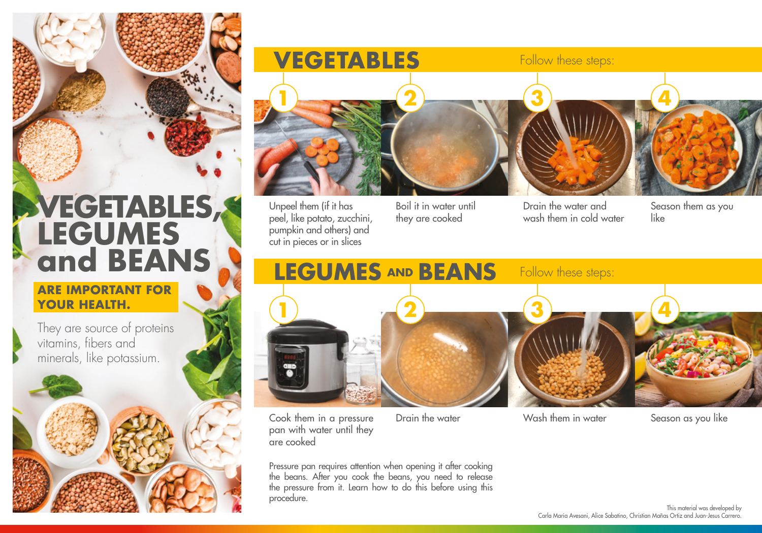# VEGETABLES, LEGUMES and BEANS

**ARE IMPORTANT FOR YOUR HEALTH.**

They are source of proteins vitamins, fibers and minerals, like potassium.

## VEGETABLES

Follow these steps:

1. Unpeel them (if it has peel, like potato, zucchini, pumpkin and others) and cut in pieces or in slices
2. Boil it in water until they are cooked
3. Drain the water and wash them in cold water
4. Season them as you like

## LEGUMES AND BEANS

Follow these steps:

1. Cook them in a pressure pan with water until they are cooked
2. Drain the water
3. Wash them in water
4. Season as you like

Pressure pan requires attention when opening it after cooking the beans. After you cook the beans, you need to release the pressure from it. Learn how to do this before using this procedure.

This material was developed by Carla Maria Avesani, Alice Sabatino, Christian Mañas Ortiz and Juan-Jesus Carrero.